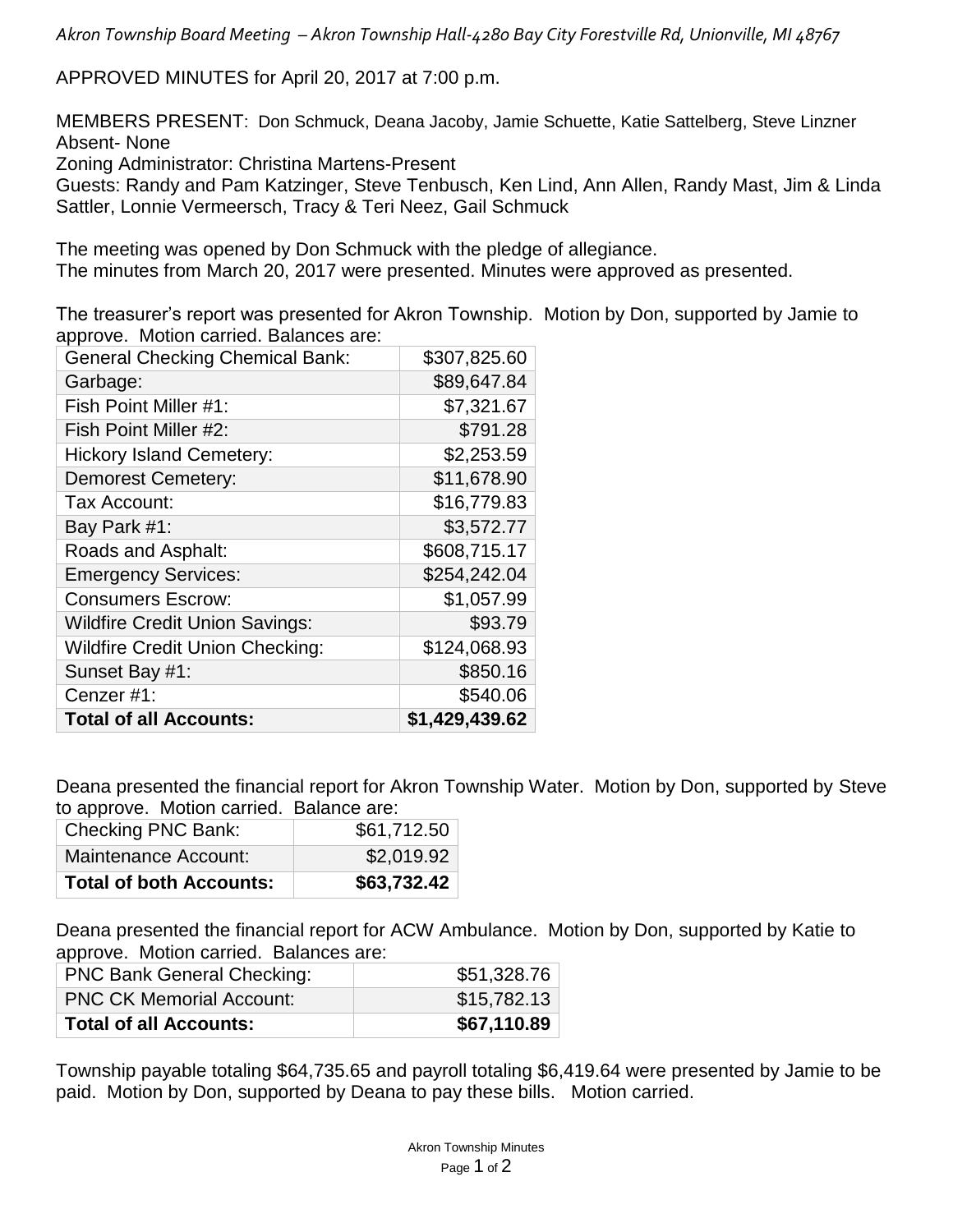*Akron Township Board Meeting – Akron Township Hall-4280 Bay City Forestville Rd, Unionville, MI 48767*

APPROVED MINUTES for April 20, 2017 at 7:00 p.m.

MEMBERS PRESENT: Don Schmuck, Deana Jacoby, Jamie Schuette, Katie Sattelberg, Steve Linzner
Absent- None
Zoning Administrator: Christina Martens-Present
Guests: Randy and Pam Katzinger, Steve Tenbusch, Ken Lind, Ann Allen, Randy Mast, Jim & Linda Sattler, Lonnie Vermeersch, Tracy & Teri Neez, Gail Schmuck

The meeting was opened by Don Schmuck with the pledge of allegiance.
The minutes from March 20, 2017 were presented. Minutes were approved as presented.

The treasurer's report was presented for Akron Township. Motion by Don, supported by Jamie to approve. Motion carried. Balances are:

| | |
|---|---:|
| General Checking Chemical Bank: | $307,825.60 |
| Garbage: | $89,647.84 |
| Fish Point Miller #1: | $7,321.67 |
| Fish Point Miller #2: | $791.28 |
| Hickory Island Cemetery: | $2,253.59 |
| Demorest Cemetery: | $11,678.90 |
| Tax Account: | $16,779.83 |
| Bay Park #1: | $3,572.77 |
| Roads and Asphalt: | $608,715.17 |
| Emergency Services: | $254,242.04 |
| Consumers Escrow: | $1,057.99 |
| Wildfire Credit Union Savings: | $93.79 |
| Wildfire Credit Union Checking: | $124,068.93 |
| Sunset Bay #1: | $850.16 |
| Cenzer #1: | $540.06 |
| **Total of all Accounts:** | **$1,429,439.62** |

Deana presented the financial report for Akron Township Water. Motion by Don, supported by Steve to approve. Motion carried. Balance are:

| | |
|---|---:|
| Checking PNC Bank: | $61,712.50 |
| Maintenance Account: | $2,019.92 |
| **Total of both Accounts:** | **$63,732.42** |

Deana presented the financial report for ACW Ambulance. Motion by Don, supported by Katie to approve. Motion carried. Balances are:

| | |
|---|---:|
| PNC Bank General Checking: | $51,328.76 |
| PNC CK Memorial Account: | $15,782.13 |
| **Total of all Accounts:** | **$67,110.89** |

Township payable totaling $64,735.65 and payroll totaling $6,419.64 were presented by Jamie to be paid. Motion by Don, supported by Deana to pay these bills. Motion carried.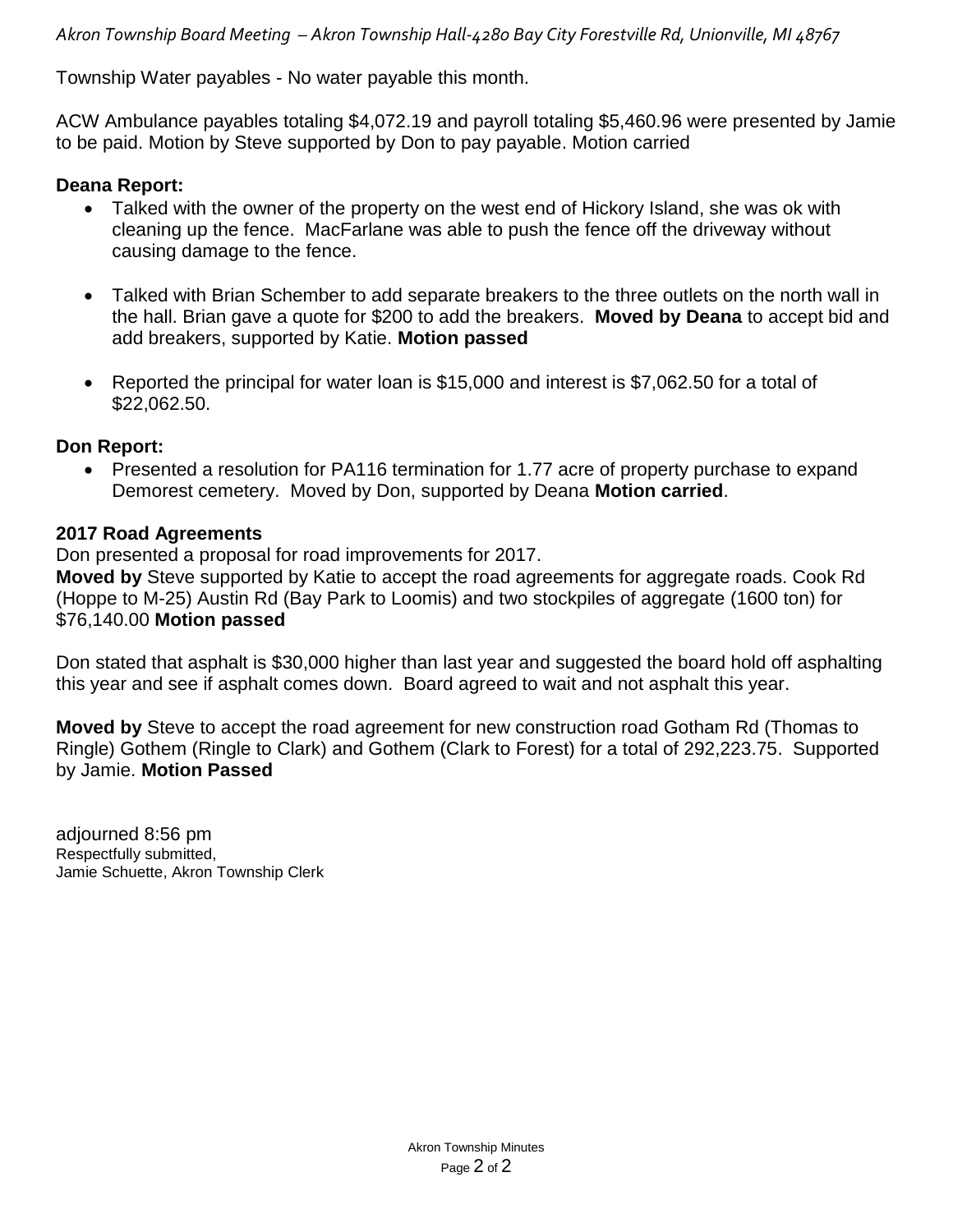Township Water payables - No water payable this month.

ACW Ambulance payables totaling $4,072.19 and payroll totaling $5,460.96 were presented by Jamie to be paid. Motion by Steve supported by Don to pay payable. Motion carried

**Deana Report:**

- Talked with the owner of the property on the west end of Hickory Island, she was ok with cleaning up the fence. MacFarlane was able to push the fence off the driveway without causing damage to the fence.
- Talked with Brian Schember to add separate breakers to the three outlets on the north wall in the hall. Brian gave a quote for $200 to add the breakers. **Moved by Deana** to accept bid and add breakers, supported by Katie. **Motion passed**
- Reported the principal for water loan is $15,000 and interest is $7,062.50 for a total of $22,062.50.

**Don Report:**

- Presented a resolution for PA116 termination for 1.77 acre of property purchase to expand Demorest cemetery. Moved by Don, supported by Deana **Motion carried**.

**2017 Road Agreements**

Don presented a proposal for road improvements for 2017.

**Moved by** Steve supported by Katie to accept the road agreements for aggregate roads. Cook Rd (Hoppe to M-25) Austin Rd (Bay Park to Loomis) and two stockpiles of aggregate (1600 ton) for $76,140.00 **Motion passed**

Don stated that asphalt is $30,000 higher than last year and suggested the board hold off asphalting this year and see if asphalt comes down. Board agreed to wait and not asphalt this year.

**Moved by** Steve to accept the road agreement for new construction road Gotham Rd (Thomas to Ringle) Gothem (Ringle to Clark) and Gothem (Clark to Forest) for a total of 292,223.75. Supported by Jamie. **Motion Passed**

adjourned 8:56 pm
Respectfully submitted,
Jamie Schuette, Akron Township Clerk